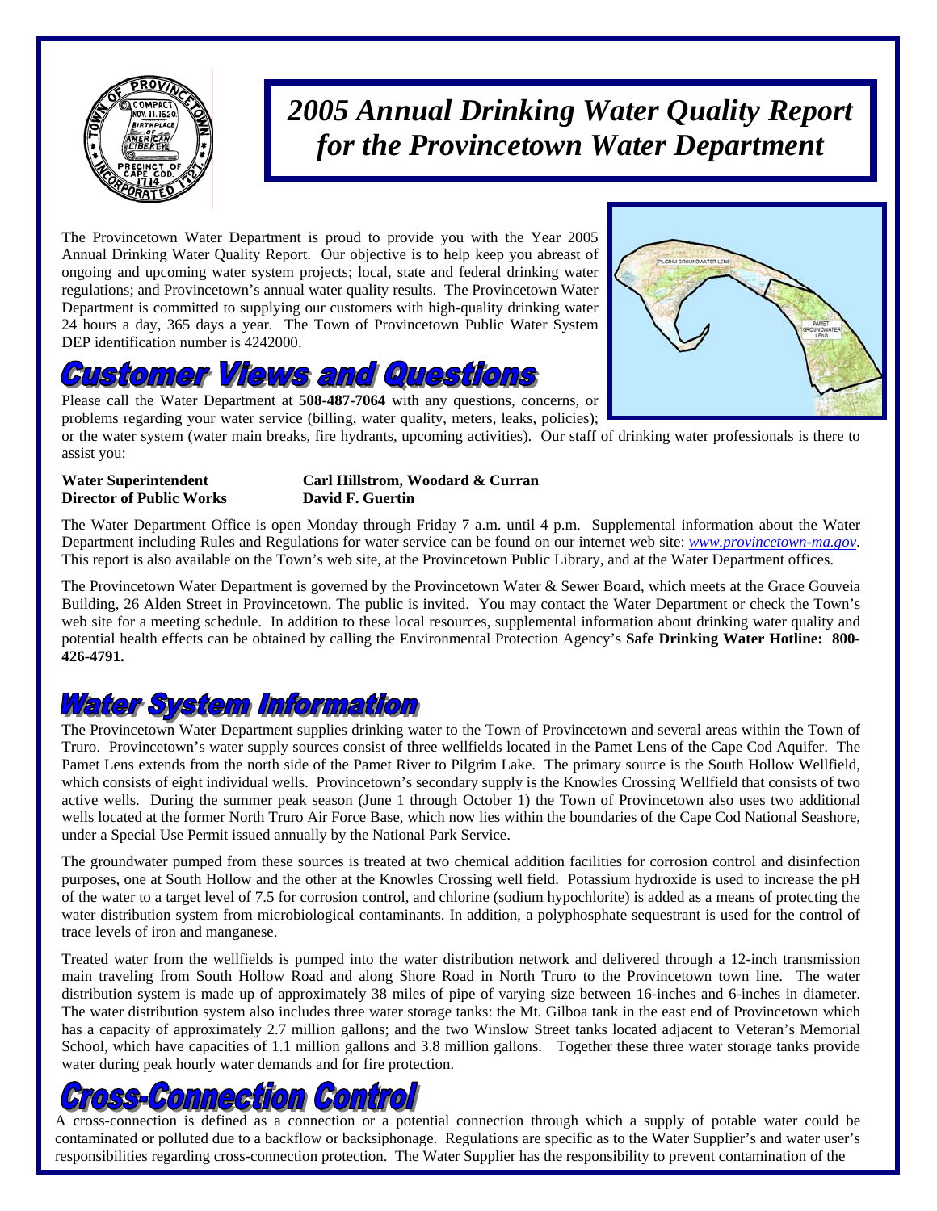# *2005 Annual Drinking Water Quality Report for the Provincetown Water Department*

The Provincetown Water Department is proud to provide you with the Year 2005 Annual Drinking Water Quality Report. Our objective is to help keep you abreast of ongoing and upcoming water system projects; local, state and federal drinking water regulations; and Provincetown's annual water quality results. The Provincetown Water Department is committed to supplying our customers with high-quality drinking water 24 hours a day, 365 days a year. The Town of Provincetown Public Water System DEP identification number is 4242000.

## Customer Views and Questions

Please call the Water Department at **508-487-7064** with any questions, concerns, or problems regarding your water service (billing, water quality, meters, leaks, policies); or the water system (water main breaks, fire hydrants, upcoming activities). Our staff of drinking water professionals is there to assist you:

| | |
|---|---|
| **Water Superintendent** | **Carl Hillstrom, Woodard & Curran** |
| **Director of Public Works** | **David F. Guertin** |

The Water Department Office is open Monday through Friday 7 a.m. until 4 p.m. Supplemental information about the Water Department including Rules and Regulations for water service can be found on our internet web site: *www.provincetown-ma.gov*. This report is also available on the Town's web site, at the Provincetown Public Library, and at the Water Department offices.

The Provincetown Water Department is governed by the Provincetown Water & Sewer Board, which meets at the Grace Gouveia Building, 26 Alden Street in Provincetown. The public is invited. You may contact the Water Department or check the Town's web site for a meeting schedule. In addition to these local resources, supplemental information about drinking water quality and potential health effects can be obtained by calling the Environmental Protection Agency's **Safe Drinking Water Hotline: 800-426-4791.**

## Water System Information

The Provincetown Water Department supplies drinking water to the Town of Provincetown and several areas within the Town of Truro. Provincetown's water supply sources consist of three wellfields located in the Pamet Lens of the Cape Cod Aquifer. The Pamet Lens extends from the north side of the Pamet River to Pilgrim Lake. The primary source is the South Hollow Wellfield, which consists of eight individual wells. Provincetown's secondary supply is the Knowles Crossing Wellfield that consists of two active wells. During the summer peak season (June 1 through October 1) the Town of Provincetown also uses two additional wells located at the former North Truro Air Force Base, which now lies within the boundaries of the Cape Cod National Seashore, under a Special Use Permit issued annually by the National Park Service.

The groundwater pumped from these sources is treated at two chemical addition facilities for corrosion control and disinfection purposes, one at South Hollow and the other at the Knowles Crossing well field. Potassium hydroxide is used to increase the pH of the water to a target level of 7.5 for corrosion control, and chlorine (sodium hypochlorite) is added as a means of protecting the water distribution system from microbiological contaminants. In addition, a polyphosphate sequestrant is used for the control of trace levels of iron and manganese.

Treated water from the wellfields is pumped into the water distribution network and delivered through a 12-inch transmission main traveling from South Hollow Road and along Shore Road in North Truro to the Provincetown town line. The water distribution system is made up of approximately 38 miles of pipe of varying size between 16-inches and 6-inches in diameter. The water distribution system also includes three water storage tanks: the Mt. Gilboa tank in the east end of Provincetown which has a capacity of approximately 2.7 million gallons; and the two Winslow Street tanks located adjacent to Veteran's Memorial School, which have capacities of 1.1 million gallons and 3.8 million gallons. Together these three water storage tanks provide water during peak hourly water demands and for fire protection.

## Cross-Connection Control

A cross-connection is defined as a connection or a potential connection through which a supply of potable water could be contaminated or polluted due to a backflow or backsiphonage. Regulations are specific as to the Water Supplier's and water user's responsibilities regarding cross-connection protection. The Water Supplier has the responsibility to prevent contamination of the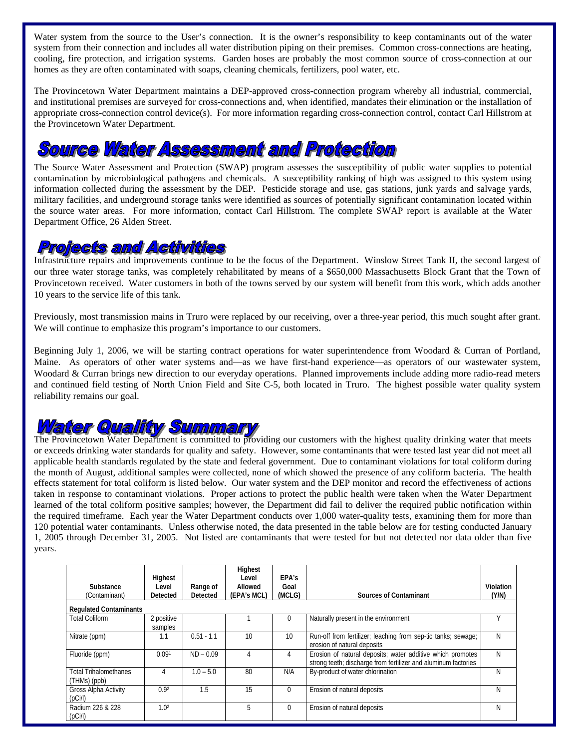Water system from the source to the User's connection. It is the owner's responsibility to keep contaminants out of the water system from their connection and includes all water distribution piping on their premises. Common cross-connections are heating, cooling, fire protection, and irrigation systems. Garden hoses are probably the most common source of cross-connection at our homes as they are often contaminated with soaps, cleaning chemicals, fertilizers, pool water, etc.

The Provincetown Water Department maintains a DEP-approved cross-connection program whereby all industrial, commercial, and institutional premises are surveyed for cross-connections and, when identified, mandates their elimination or the installation of appropriate cross-connection control device(s). For more information regarding cross-connection control, contact Carl Hillstrom at the Provincetown Water Department.

## Source Water Assessment and Protection

The Source Water Assessment and Protection (SWAP) program assesses the susceptibility of public water supplies to potential contamination by microbiological pathogens and chemicals. A susceptibility ranking of high was assigned to this system using information collected during the assessment by the DEP. Pesticide storage and use, gas stations, junk yards and salvage yards, military facilities, and underground storage tanks were identified as sources of potentially significant contamination located within the source water areas. For more information, contact Carl Hillstrom. The complete SWAP report is available at the Water Department Office, 26 Alden Street.

## Projects and Activities

Infrastructure repairs and improvements continue to be the focus of the Department. Winslow Street Tank II, the second largest of our three water storage tanks, was completely rehabilitated by means of a $650,000 Massachusetts Block Grant that the Town of Provincetown received. Water customers in both of the towns served by our system will benefit from this work, which adds another 10 years to the service life of this tank.

Previously, most transmission mains in Truro were replaced by our receiving, over a three-year period, this much sought after grant. We will continue to emphasize this program's importance to our customers.

Beginning July 1, 2006, we will be starting contract operations for water superintendence from Woodard & Curran of Portland, Maine. As operators of other water systems and—as we have first-hand experience—as operators of our wastewater system, Woodard & Curran brings new direction to our everyday operations. Planned improvements include adding more radio-read meters and continued field testing of North Union Field and Site C-5, both located in Truro. The highest possible water quality system reliability remains our goal.

## Water Quality Summary

The Provincetown Water Department is committed to providing our customers with the highest quality drinking water that meets or exceeds drinking water standards for quality and safety. However, some contaminants that were tested last year did not meet all applicable health standards regulated by the state and federal government. Due to contaminant violations for total coliform during the month of August, additional samples were collected, none of which showed the presence of any coliform bacteria. The health effects statement for total coliform is listed below. Our water system and the DEP monitor and record the effectiveness of actions taken in response to contaminant violations. Proper actions to protect the public health were taken when the Water Department learned of the total coliform positive samples; however, the Department did fail to deliver the required public notification within the required timeframe. Each year the Water Department conducts over 1,000 water-quality tests, examining them for more than 120 potential water contaminants. Unless otherwise noted, the data presented in the table below are for testing conducted January 1, 2005 through December 31, 2005. Not listed are contaminants that were tested for but not detected nor data older than five years.

| Substance (Contaminant) | Highest Level Detected | Range of Detected | Highest Level Allowed (EPA's MCL) | EPA's Goal (MCLG) | Sources of Contaminant | Violation (Y/N) |
|---|---|---|---|---|---|---|
| **Regulated Contaminants** | | | | | | |
| Total Coliform | 2 positive samples | | 1 | 0 | Naturally present in the environment | Y |
| Nitrate (ppm) | 1.1 | 0.51 - 1.1 | 10 | 10 | Run-off from fertilizer; leaching from sep-tic tanks; sewage; erosion of natural deposits | N |
| Fluoride (ppm) | 0.09[1] | ND – 0.09 | 4 | 4 | Erosion of natural deposits; water additive which promotes strong teeth; discharge from fertilizer and aluminum factories | N |
| Total Trihalomethanes (THMs) (ppb) | 4 | 1.0 – 5.0 | 80 | N/A | By-product of water chlorination | N |
| Gross Alpha Activity (pCi/l) | 0.9[2] | 1.5 | 15 | 0 | Erosion of natural deposits | N |
| Radium 226 & 228 (pCi/i) | 1.0[2] | | 5 | 0 | Erosion of natural deposits | N |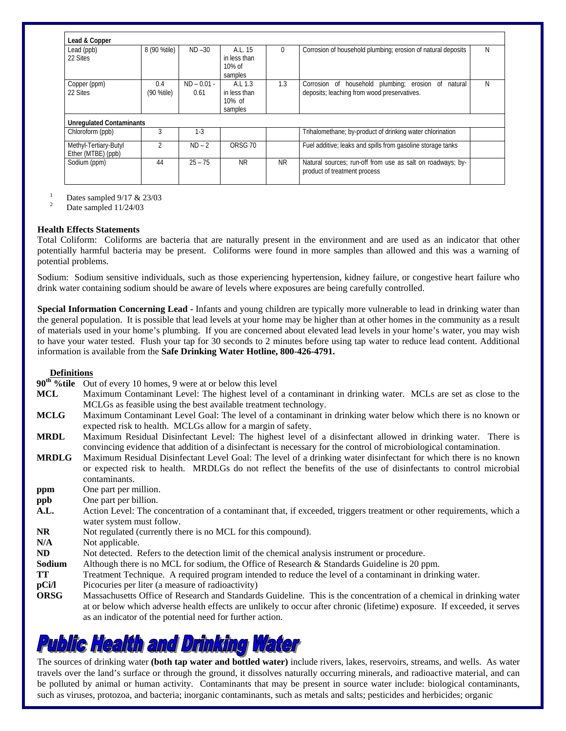| Lead & Copper | | | | | | |
|---|---|---|---|---|---|---|
| Lead (ppb) 22 Sites | 8 (90 %tile) | ND –30 | A.L. 15 in less than 10% of samples | 0 | Corrosion of household plumbing; erosion of natural deposits | N |
| Copper (ppm) 22 Sites | 0.4 (90 %tile) | ND – 0.01 - 0.61 | A.L 1.3 in less than 10% of samples | 1.3 | Corrosion of household plumbing; erosion of natural deposits; leaching from wood preservatives. | N |
| **Unregulated Contaminants** | | | | | | |
| Chloroform (ppb) | 3 | 1-3 | | | Trihalomethane; by-product of drinking water chlorination | |
| Methyl-Tertiary-Butyl Ether (MTBE) (ppb) | 2 | ND – 2 | ORSG 70 | | Fuel additive; leaks and spills from gasoline storage tanks | |
| Sodium (ppm) | 44 | 25 – 75 | NR | NR | Natural sources; run-off from use as salt on roadways; by-product of treatment process | |

[1] Dates sampled 9/17 & 23/03
[2] Date sampled 11/24/03

**Health Effects Statements**

Total Coliform: Coliforms are bacteria that are naturally present in the environment and are used as an indicator that other potentially harmful bacteria may be present. Coliforms were found in more samples than allowed and this was a warning of potential problems.

Sodium: Sodium sensitive individuals, such as those experiencing hypertension, kidney failure, or congestive heart failure who drink water containing sodium should be aware of levels where exposures are being carefully controlled.

**Special Information Concerning Lead -** Infants and young children are typically more vulnerable to lead in drinking water than the general population. It is possible that lead levels at your home may be higher than at other homes in the community as a result of materials used in your home's plumbing. If you are concerned about elevated lead levels in your home's water, you may wish to have your water tested. Flush your tap for 30 seconds to 2 minutes before using tap water to reduce lead content. Additional information is available from the **Safe Drinking Water Hotline, 800-426-4791.**

**Definitions**

**90th %tile** Out of every 10 homes, 9 were at or below this level

**MCL** Maximum Contaminant Level: The highest level of a contaminant in drinking water. MCLs are set as close to the MCLGs as feasible using the best available treatment technology.

**MCLG** Maximum Contaminant Level Goal: The level of a contaminant in drinking water below which there is no known or expected risk to health. MCLGs allow for a margin of safety.

**MRDL** Maximum Residual Disinfectant Level: The highest level of a disinfectant allowed in drinking water. There is convincing evidence that addition of a disinfectant is necessary for the control of microbiological contamination.

**MRDLG** Maximum Residual Disinfectant Level Goal: The level of a drinking water disinfectant for which there is no known or expected risk to health. MRDLGs do not reflect the benefits of the use of disinfectants to control microbial contaminants.

**ppm** One part per million.

**ppb** One part per billion.

**A.L.** Action Level: The concentration of a contaminant that, if exceeded, triggers treatment or other requirements, which a water system must follow.

**NR** Not regulated (currently there is no MCL for this compound).

**N/A** Not applicable.

**ND** Not detected. Refers to the detection limit of the chemical analysis instrument or procedure.

**Sodium** Although there is no MCL for sodium, the Office of Research & Standards Guideline is 20 ppm.

**TT** Treatment Technique. A required program intended to reduce the level of a contaminant in drinking water.

**pCi/l** Picocuries per liter (a measure of radioactivity)

**ORSG** Massachusetts Office of Research and Standards Guideline. This is the concentration of a chemical in drinking water at or below which adverse health effects are unlikely to occur after chronic (lifetime) exposure. If exceeded, it serves as an indicator of the potential need for further action.

# Public Health and Drinking Water

The sources of drinking water **(both tap water and bottled water)** include rivers, lakes, reservoirs, streams, and wells. As water travels over the land's surface or through the ground, it dissolves naturally occurring minerals, and radioactive material, and can be polluted by animal or human activity. Contaminants that may be present in source water include: biological contaminants, such as viruses, protozoa, and bacteria; inorganic contaminants, such as metals and salts; pesticides and herbicides; organic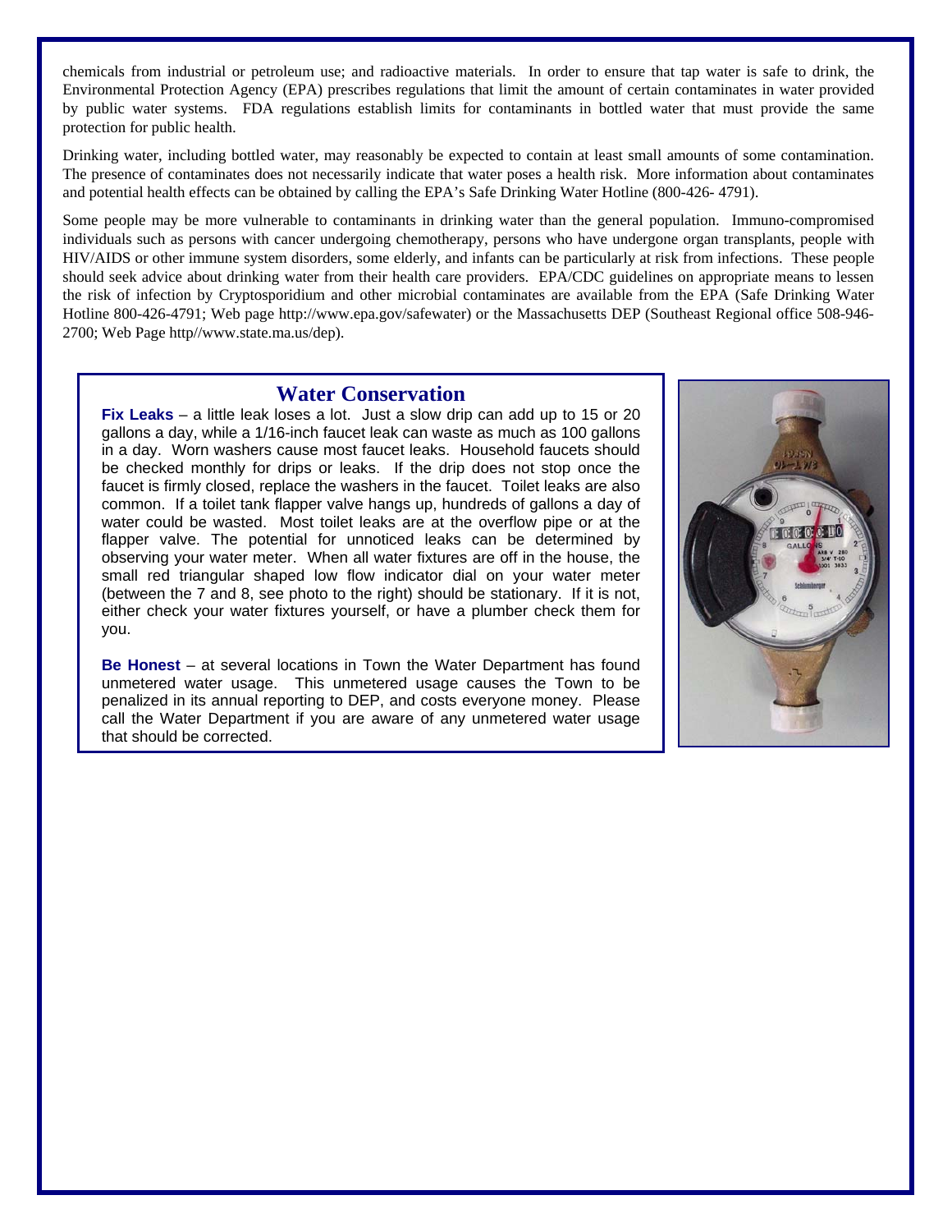chemicals from industrial or petroleum use; and radioactive materials. In order to ensure that tap water is safe to drink, the Environmental Protection Agency (EPA) prescribes regulations that limit the amount of certain contaminates in water provided by public water systems. FDA regulations establish limits for contaminants in bottled water that must provide the same protection for public health.

Drinking water, including bottled water, may reasonably be expected to contain at least small amounts of some contamination. The presence of contaminates does not necessarily indicate that water poses a health risk. More information about contaminates and potential health effects can be obtained by calling the EPA's Safe Drinking Water Hotline (800-426- 4791).

Some people may be more vulnerable to contaminants in drinking water than the general population. Immuno-compromised individuals such as persons with cancer undergoing chemotherapy, persons who have undergone organ transplants, people with HIV/AIDS or other immune system disorders, some elderly, and infants can be particularly at risk from infections. These people should seek advice about drinking water from their health care providers. EPA/CDC guidelines on appropriate means to lessen the risk of infection by Cryptosporidium and other microbial contaminates are available from the EPA (Safe Drinking Water Hotline 800-426-4791; Web page http://www.epa.gov/safewater) or the Massachusetts DEP (Southeast Regional office 508-946-2700; Web Page http//www.state.ma.us/dep).

## Water Conservation

**Fix Leaks** – a little leak loses a lot. Just a slow drip can add up to 15 or 20 gallons a day, while a 1/16-inch faucet leak can waste as much as 100 gallons in a day. Worn washers cause most faucet leaks. Household faucets should be checked monthly for drips or leaks. If the drip does not stop once the faucet is firmly closed, replace the washers in the faucet. Toilet leaks are also common. If a toilet tank flapper valve hangs up, hundreds of gallons a day of water could be wasted. Most toilet leaks are at the overflow pipe or at the flapper valve. The potential for unnoticed leaks can be determined by observing your water meter. When all water fixtures are off in the house, the small red triangular shaped low flow indicator dial on your water meter (between the 7 and 8, see photo to the right) should be stationary. If it is not, either check your water fixtures yourself, or have a plumber check them for you.

**Be Honest** – at several locations in Town the Water Department has found unmetered water usage. This unmetered usage causes the Town to be penalized in its annual reporting to DEP, and costs everyone money. Please call the Water Department if you are aware of any unmetered water usage that should be corrected.